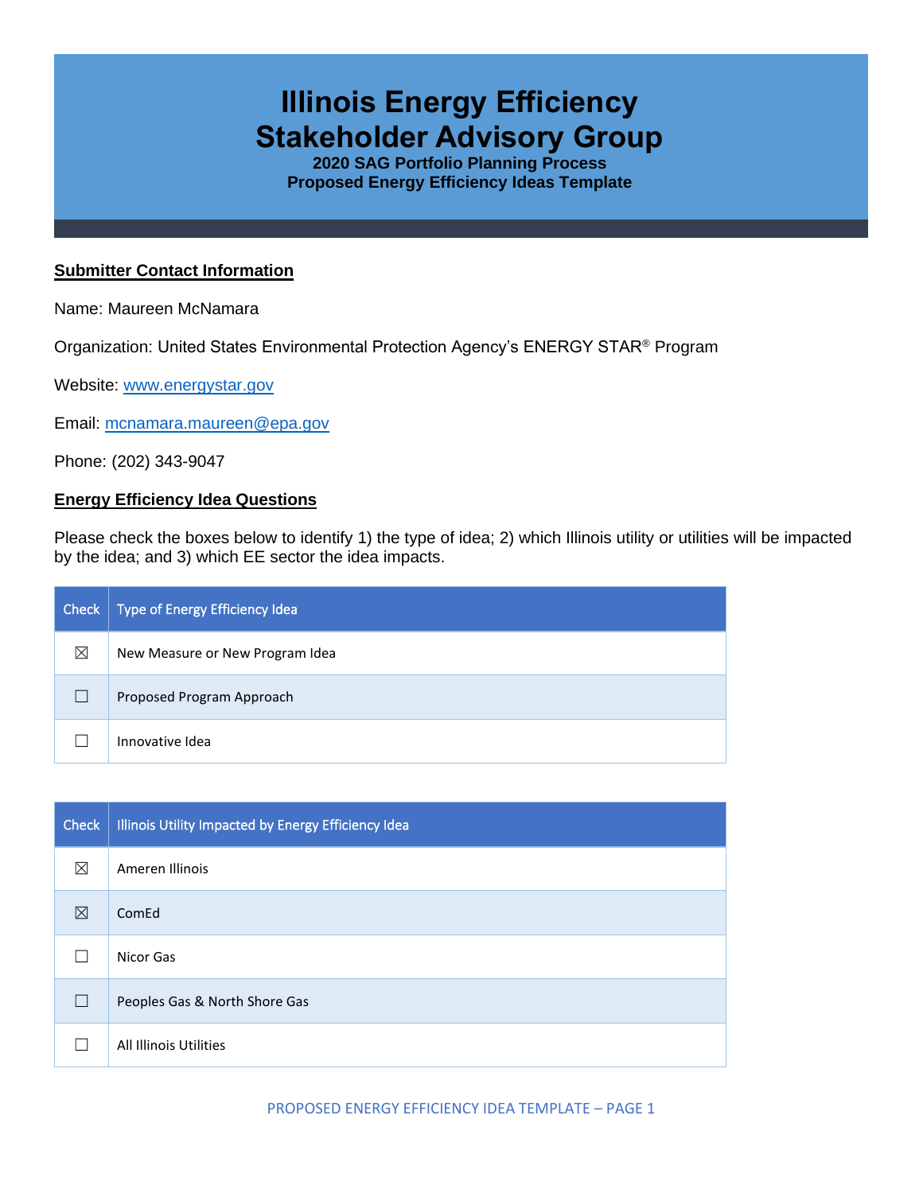# Illinois Energy Efficiency Stakeholder Advisory Group

**2020 SAG Portfolio Planning Process**
**Proposed Energy Efficiency Ideas Template**

## Submitter Contact Information

Name: Maureen McNamara

Organization: United States Environmental Protection Agency's ENERGY STAR® Program

Website: www.energystar.gov

Email: mcnamara.maureen@epa.gov

Phone: (202) 343-9047

## Energy Efficiency Idea Questions

Please check the boxes below to identify 1) the type of idea; 2) which Illinois utility or utilities will be impacted by the idea; and 3) which EE sector the idea impacts.

| Check | Type of Energy Efficiency Idea |
|---|---|
| ☒ | New Measure or New Program Idea |
| ☐ | Proposed Program Approach |
| ☐ | Innovative Idea |

| Check | Illinois Utility Impacted by Energy Efficiency Idea |
|---|---|
| ☒ | Ameren Illinois |
| ☒ | ComEd |
| ☐ | Nicor Gas |
| ☐ | Peoples Gas & North Shore Gas |
| ☐ | All Illinois Utilities |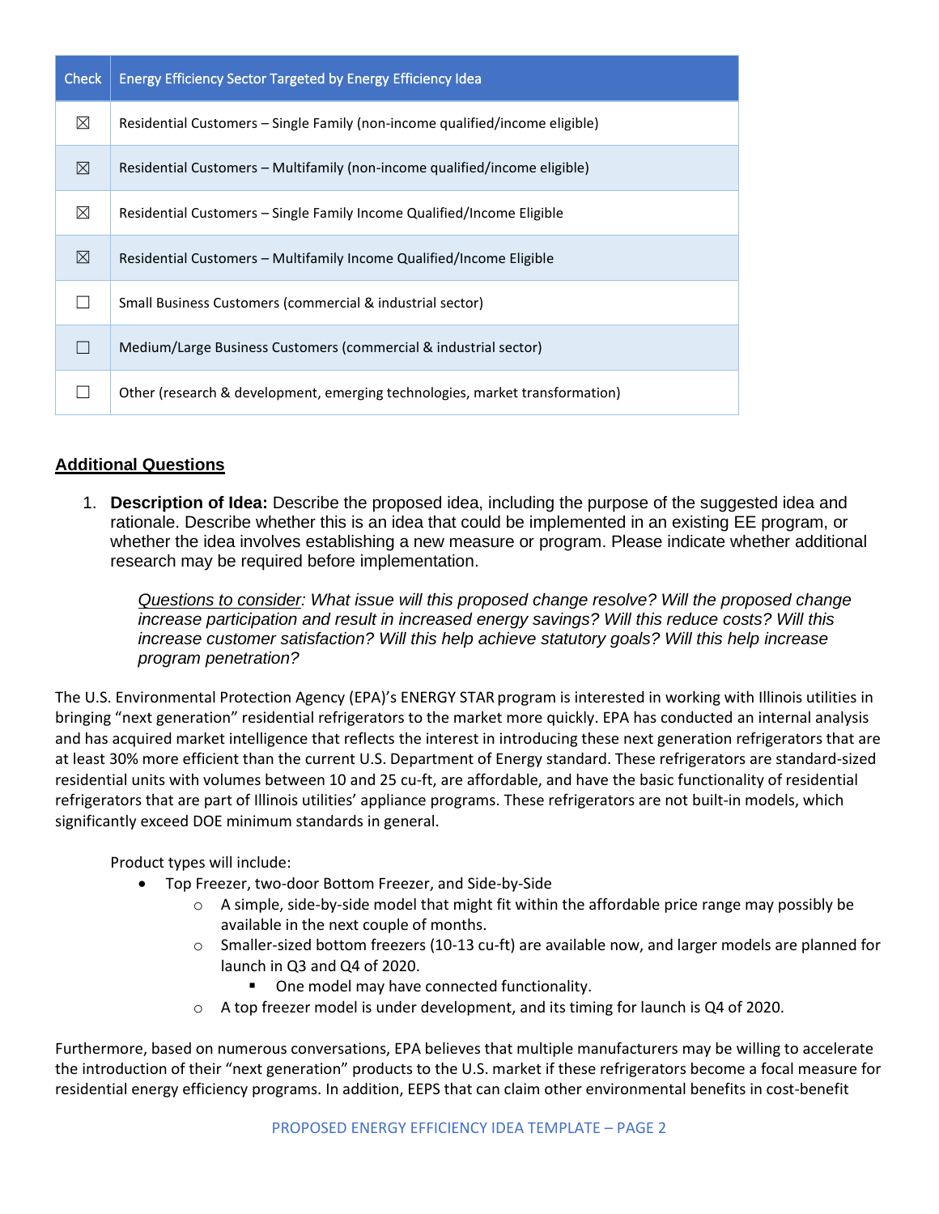| Check | Energy Efficiency Sector Targeted by Energy Efficiency Idea |
|---|---|
| ☒ | Residential Customers – Single Family (non-income qualified/income eligible) |
| ☒ | Residential Customers – Multifamily (non-income qualified/income eligible) |
| ☒ | Residential Customers – Single Family Income Qualified/Income Eligible |
| ☒ | Residential Customers – Multifamily Income Qualified/Income Eligible |
| ☐ | Small Business Customers (commercial & industrial sector) |
| ☐ | Medium/Large Business Customers (commercial & industrial sector) |
| ☐ | Other (research & development, emerging technologies, market transformation) |

## Additional Questions

1. **Description of Idea:** Describe the proposed idea, including the purpose of the suggested idea and rationale. Describe whether this is an idea that could be implemented in an existing EE program, or whether the idea involves establishing a new measure or program. Please indicate whether additional research may be required before implementation.

   _Questions to consider_: *What issue will this proposed change resolve? Will the proposed change increase participation and result in increased energy savings? Will this reduce costs? Will this increase customer satisfaction? Will this help achieve statutory goals? Will this help increase program penetration?*

The U.S. Environmental Protection Agency (EPA)'s ENERGY STAR program is interested in working with Illinois utilities in bringing "next generation" residential refrigerators to the market more quickly. EPA has conducted an internal analysis and has acquired market intelligence that reflects the interest in introducing these next generation refrigerators that are at least 30% more efficient than the current U.S. Department of Energy standard. These refrigerators are standard-sized residential units with volumes between 10 and 25 cu-ft, are affordable, and have the basic functionality of residential refrigerators that are part of Illinois utilities' appliance programs. These refrigerators are not built-in models, which significantly exceed DOE minimum standards in general.

Product types will include:

- Top Freezer, two-door Bottom Freezer, and Side-by-Side
  - A simple, side-by-side model that might fit within the affordable price range may possibly be available in the next couple of months.
  - Smaller-sized bottom freezers (10-13 cu-ft) are available now, and larger models are planned for launch in Q3 and Q4 of 2020.
    - One model may have connected functionality.
  - A top freezer model is under development, and its timing for launch is Q4 of 2020.

Furthermore, based on numerous conversations, EPA believes that multiple manufacturers may be willing to accelerate the introduction of their "next generation" products to the U.S. market if these refrigerators become a focal measure for residential energy efficiency programs. In addition, EEPS that can claim other environmental benefits in cost-benefit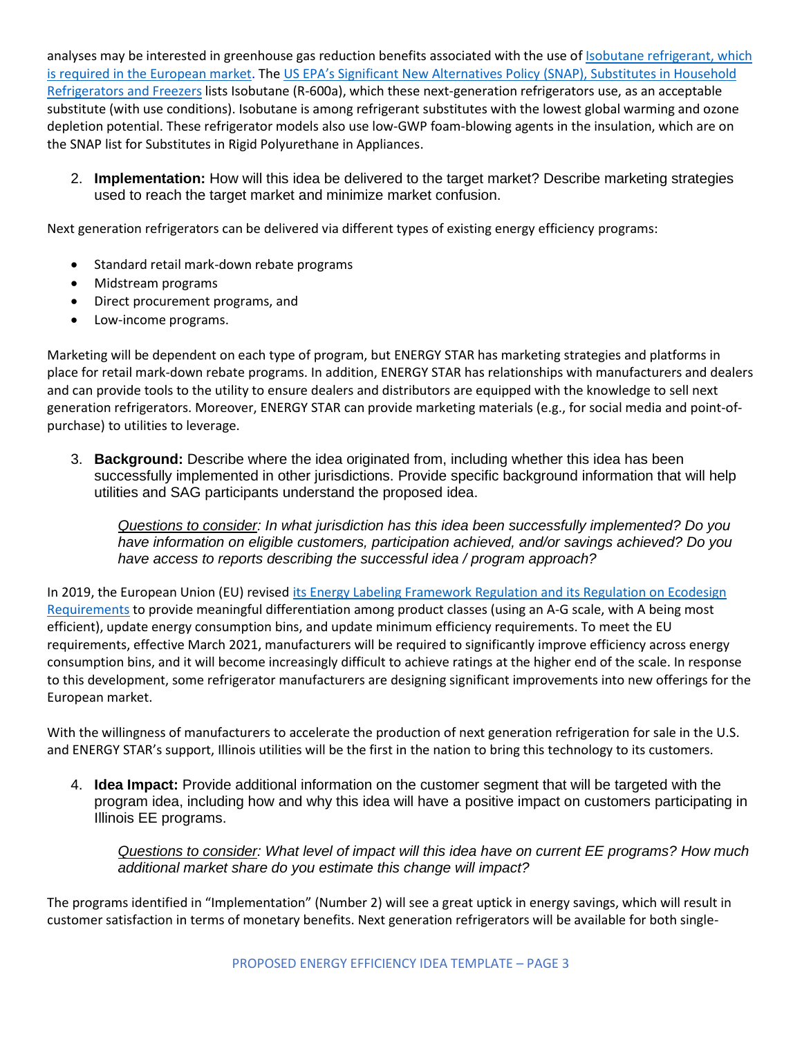analyses may be interested in greenhouse gas reduction benefits associated with the use of Isobutane refrigerant, which is required in the European market. The US EPA's Significant New Alternatives Policy (SNAP), Substitutes in Household Refrigerators and Freezers lists Isobutane (R-600a), which these next-generation refrigerators use, as an acceptable substitute (with use conditions). Isobutane is among refrigerant substitutes with the lowest global warming and ozone depletion potential. These refrigerator models also use low-GWP foam-blowing agents in the insulation, which are on the SNAP list for Substitutes in Rigid Polyurethane in Appliances.

2. **Implementation:** How will this idea be delivered to the target market? Describe marketing strategies used to reach the target market and minimize market confusion.

Next generation refrigerators can be delivered via different types of existing energy efficiency programs:

- Standard retail mark-down rebate programs
- Midstream programs
- Direct procurement programs, and
- Low-income programs.

Marketing will be dependent on each type of program, but ENERGY STAR has marketing strategies and platforms in place for retail mark-down rebate programs. In addition, ENERGY STAR has relationships with manufacturers and dealers and can provide tools to the utility to ensure dealers and distributors are equipped with the knowledge to sell next generation refrigerators. Moreover, ENERGY STAR can provide marketing materials (e.g., for social media and point-of-purchase) to utilities to leverage.

3. **Background:** Describe where the idea originated from, including whether this idea has been successfully implemented in other jurisdictions. Provide specific background information that will help utilities and SAG participants understand the proposed idea.

   *Questions to consider: In what jurisdiction has this idea been successfully implemented? Do you have information on eligible customers, participation achieved, and/or savings achieved? Do you have access to reports describing the successful idea / program approach?*

In 2019, the European Union (EU) revised its Energy Labeling Framework Regulation and its Regulation on Ecodesign Requirements to provide meaningful differentiation among product classes (using an A-G scale, with A being most efficient), update energy consumption bins, and update minimum efficiency requirements. To meet the EU requirements, effective March 2021, manufacturers will be required to significantly improve efficiency across energy consumption bins, and it will become increasingly difficult to achieve ratings at the higher end of the scale. In response to this development, some refrigerator manufacturers are designing significant improvements into new offerings for the European market.

With the willingness of manufacturers to accelerate the production of next generation refrigeration for sale in the U.S. and ENERGY STAR's support, Illinois utilities will be the first in the nation to bring this technology to its customers.

4. **Idea Impact:** Provide additional information on the customer segment that will be targeted with the program idea, including how and why this idea will have a positive impact on customers participating in Illinois EE programs.

   *Questions to consider: What level of impact will this idea have on current EE programs? How much additional market share do you estimate this change will impact?*

The programs identified in "Implementation" (Number 2) will see a great uptick in energy savings, which will result in customer satisfaction in terms of monetary benefits. Next generation refrigerators will be available for both single-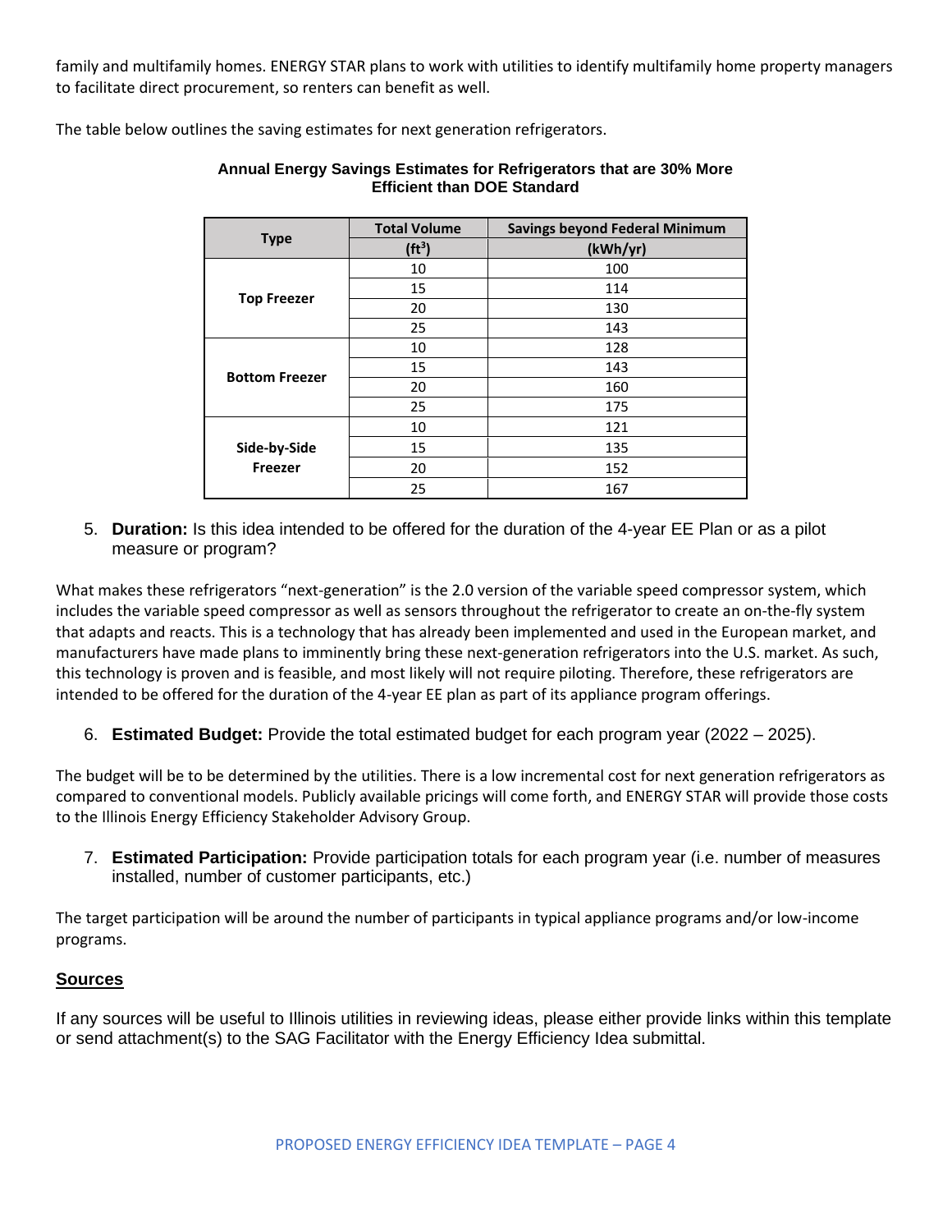family and multifamily homes. ENERGY STAR plans to work with utilities to identify multifamily home property managers to facilitate direct procurement, so renters can benefit as well.

The table below outlines the saving estimates for next generation refrigerators.

**Annual Energy Savings Estimates for Refrigerators that are 30% More Efficient than DOE Standard**

| Type | Total Volume ($ft^3$) | Savings beyond Federal Minimum (kWh/yr) |
| --- | --- | --- |
| Top Freezer | 10 | 100 |
| | 15 | 114 |
| | 20 | 130 |
| | 25 | 143 |
| Bottom Freezer | 10 | 128 |
| | 15 | 143 |
| | 20 | 160 |
| | 25 | 175 |
| Side-by-Side Freezer | 10 | 121 |
| | 15 | 135 |
| | 20 | 152 |
| | 25 | 167 |

5. **Duration:** Is this idea intended to be offered for the duration of the 4-year EE Plan or as a pilot measure or program?

What makes these refrigerators "next-generation" is the 2.0 version of the variable speed compressor system, which includes the variable speed compressor as well as sensors throughout the refrigerator to create an on-the-fly system that adapts and reacts. This is a technology that has already been implemented and used in the European market, and manufacturers have made plans to imminently bring these next-generation refrigerators into the U.S. market. As such, this technology is proven and is feasible, and most likely will not require piloting. Therefore, these refrigerators are intended to be offered for the duration of the 4-year EE plan as part of its appliance program offerings.

6. **Estimated Budget:** Provide the total estimated budget for each program year (2022 – 2025).

The budget will be to be determined by the utilities. There is a low incremental cost for next generation refrigerators as compared to conventional models. Publicly available pricings will come forth, and ENERGY STAR will provide those costs to the Illinois Energy Efficiency Stakeholder Advisory Group.

7. **Estimated Participation:** Provide participation totals for each program year (i.e. number of measures installed, number of customer participants, etc.)

The target participation will be around the number of participants in typical appliance programs and/or low-income programs.

## Sources

If any sources will be useful to Illinois utilities in reviewing ideas, please either provide links within this template or send attachment(s) to the SAG Facilitator with the Energy Efficiency Idea submittal.